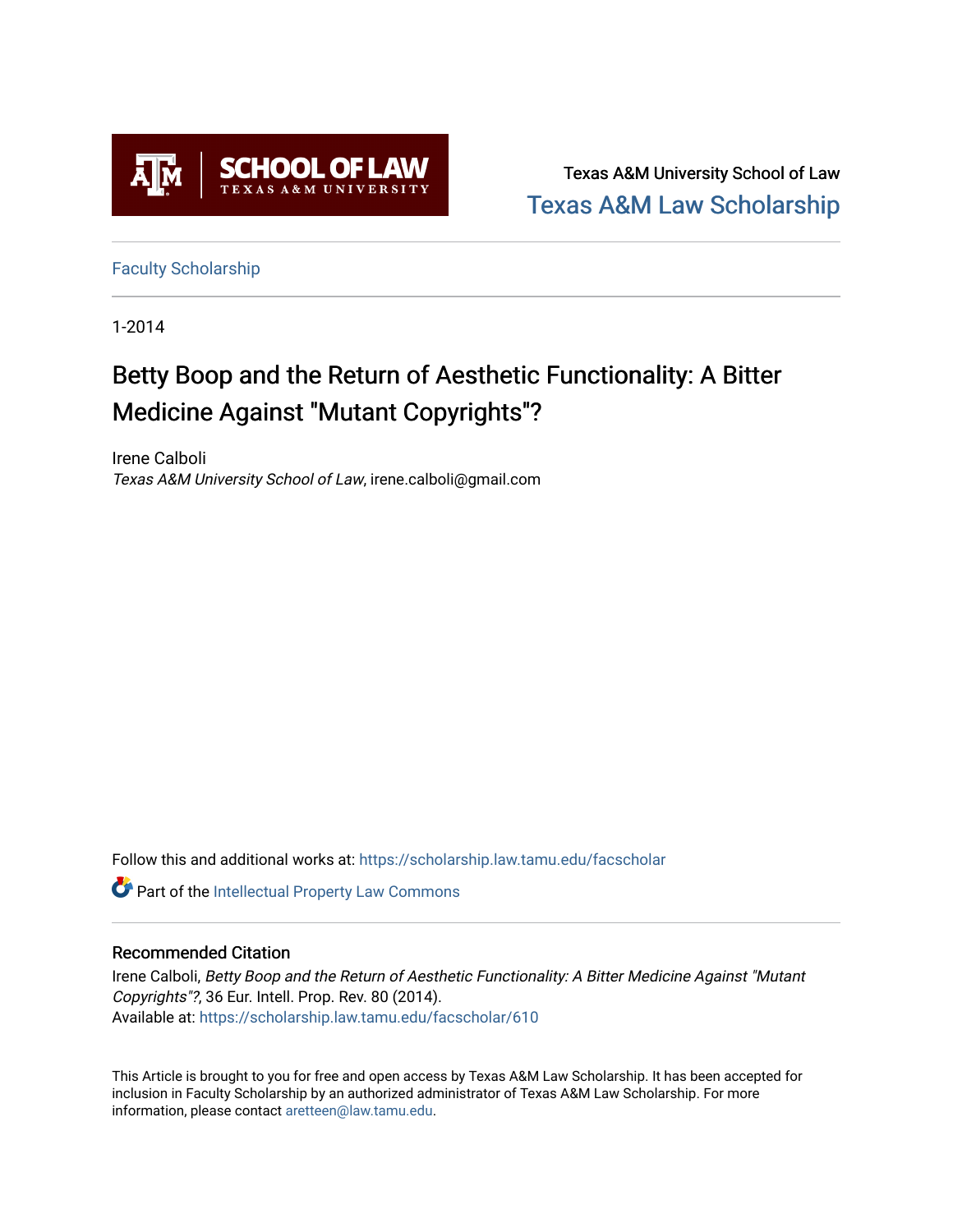Texas A&M University School of Law
Texas A&M Law Scholarship

Faculty Scholarship

1-2014

# Betty Boop and the Return of Aesthetic Functionality: A Bitter Medicine Against "Mutant Copyrights"?

Irene Calboli
*Texas A&M University School of Law*, irene.calboli@gmail.com

Follow this and additional works at: https://scholarship.law.tamu.edu/facscholar

Part of the Intellectual Property Law Commons

## Recommended Citation

Irene Calboli, *Betty Boop and the Return of Aesthetic Functionality: A Bitter Medicine Against "Mutant Copyrights"?*, 36 Eur. Intell. Prop. Rev. 80 (2014).
Available at: https://scholarship.law.tamu.edu/facscholar/610

This Article is brought to you for free and open access by Texas A&M Law Scholarship. It has been accepted for inclusion in Faculty Scholarship by an authorized administrator of Texas A&M Law Scholarship. For more information, please contact aretteen@law.tamu.edu.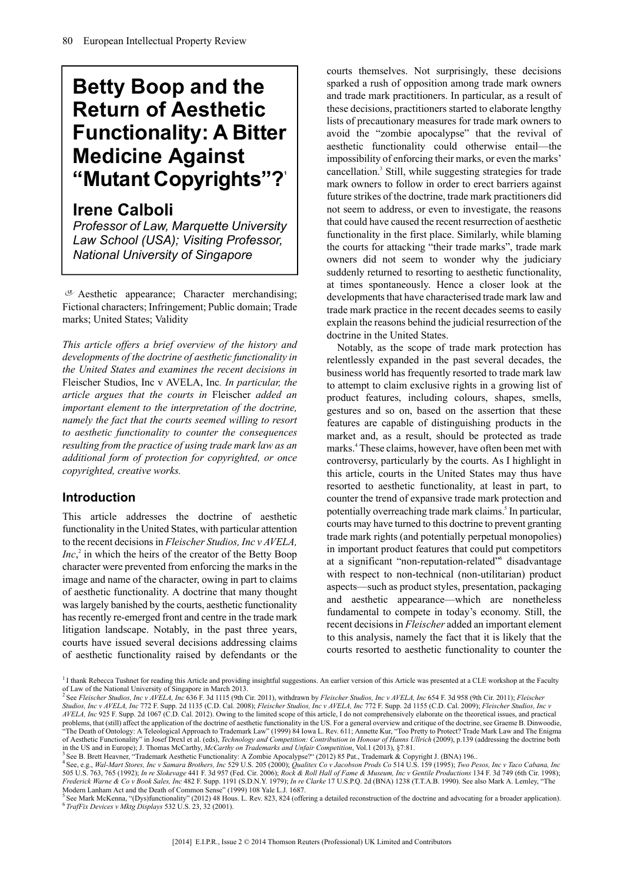# Betty Boop and the Return of Aesthetic Functionality: A Bitter Medicine Against "Mutant Copyrights"?[1]

## Irene Calboli

*Professor of Law, Marquette University Law School (USA); Visiting Professor, National University of Singapore*

Aesthetic appearance; Character merchandising; Fictional characters; Infringement; Public domain; Trade marks; United States; Validity

*This article offers a brief overview of the history and developments of the doctrine of aesthetic functionality in the United States and examines the recent decisions in* Fleischer Studios, Inc v AVELA, Inc*. In particular, the article argues that the courts in* Fleischer *added an important element to the interpretation of the doctrine, namely the fact that the courts seemed willing to resort to aesthetic functionality to counter the consequences resulting from the practice of using trade mark law as an additional form of protection for copyrighted, or once copyrighted, creative works.*

### Introduction

This article addresses the doctrine of aesthetic functionality in the United States, with particular attention to the recent decisions in *Fleischer Studios, Inc v AVELA, Inc*,[2] in which the heirs of the creator of the Betty Boop character were prevented from enforcing the marks in the image and name of the character, owing in part to claims of aesthetic functionality. A doctrine that many thought was largely banished by the courts, aesthetic functionality has recently re-emerged front and centre in the trade mark litigation landscape. Notably, in the past three years, courts have issued several decisions addressing claims of aesthetic functionality raised by defendants or the courts themselves. Not surprisingly, these decisions sparked a rush of opposition among trade mark owners and trade mark practitioners. In particular, as a result of these decisions, practitioners started to elaborate lengthy lists of precautionary measures for trade mark owners to avoid the "zombie apocalypse" that the revival of aesthetic functionality could otherwise entail—the impossibility of enforcing their marks, or even the marks' cancellation.[3] Still, while suggesting strategies for trade mark owners to follow in order to erect barriers against future strikes of the doctrine, trade mark practitioners did not seem to address, or even to investigate, the reasons that could have caused the recent resurrection of aesthetic functionality in the first place. Similarly, while blaming the courts for attacking "their trade marks", trade mark owners did not seem to wonder why the judiciary suddenly returned to resorting to aesthetic functionality, at times spontaneously. Hence a closer look at the developments that have characterised trade mark law and trade mark practice in the recent decades seems to easily explain the reasons behind the judicial resurrection of the doctrine in the United States.

Notably, as the scope of trade mark protection has relentlessly expanded in the past several decades, the business world has frequently resorted to trade mark law to attempt to claim exclusive rights in a growing list of product features, including colours, shapes, smells, gestures and so on, based on the assertion that these features are capable of distinguishing products in the market and, as a result, should be protected as trade marks.[4] These claims, however, have often been met with controversy, particularly by the courts. As I highlight in this article, courts in the United States may thus have resorted to aesthetic functionality, at least in part, to counter the trend of expansive trade mark protection and potentially overreaching trade mark claims.[5] In particular, courts may have turned to this doctrine to prevent granting trade mark rights (and potentially perpetual monopolies) in important product features that could put competitors at a significant "non-reputation-related"[6] disadvantage with respect to non-technical (non-utilitarian) product aspects—such as product styles, presentation, packaging and aesthetic appearance—which are nonetheless fundamental to compete in today's economy. Still, the recent decisions in *Fleischer* added an important element to this analysis, namely the fact that it is likely that the courts resorted to aesthetic functionality to counter the

---

[1] I thank Rebecca Tushnet for reading this Article and providing insightful suggestions. An earlier version of this Article was presented at a CLE workshop at the Faculty of Law of the National University of Singapore in March 2013.

[2] See *Fleischer Studios, Inc v AVELA, Inc* 636 F. 3d 1115 (9th Cir. 2011), withdrawn by *Fleischer Studios, Inc v AVELA, Inc* 654 F. 3d 958 (9th Cir. 2011); *Fleischer Studios, Inc v AVELA, Inc* 772 F. Supp. 2d 1135 (C.D. Cal. 2008); *Fleischer Studios, Inc v AVELA, Inc* 772 F. Supp. 2d 1155 (C.D. Cal. 2009); *Fleischer Studios, Inc v AVELA, Inc* 925 F. Supp. 2d 1067 (C.D. Cal. 2012). Owing to the limited scope of this article, I do not comprehensively elaborate on the theoretical issues, and practical problems, that (still) affect the application of the doctrine of aesthetic functionality in the US. For a general overview and critique of the doctrine, see Graeme B. Dinwoodie, "The Death of Ontology: A Teleological Approach to Trademark Law" (1999) 84 Iowa L. Rev. 611; Annette Kur, "Too Pretty to Protect? Trade Mark Law and The Enigma of Aesthetic Functionality" in Josef Drexl et al. (eds), *Technology and Competition: Contribution in Honour of Hanns Ullrich* (2009), p.139 (addressing the doctrine both in the US and in Europe); J. Thomas McCarthy, *McCarthy on Trademarks and Unfair Competition*, Vol.1 (2013), §7:81.

[3] See B. Brett Heavner, "Trademark Aesthetic Functionality: A Zombie Apocalypse?" (2012) 85 Pat., Trademark & Copyright J. (BNA) 196..

[4] See, e.g., *Wal-Mart Stores, Inc v Samara Brothers, Inc* 529 U.S. 205 (2000); *Qualitex Co v Jacobson Prods Co* 514 U.S. 159 (1995); *Two Pesos, Inc v Taco Cabana, Inc* 505 U.S. 763, 765 (1992); *In re Slokevage* 441 F. 3d 957 (Fed. Cir. 2006); *Rock & Roll Hall of Fame & Museum, Inc v Gentile Productions* 134 F. 3d 749 (6th Cir. 1998); *Frederick Warne & Co v Book Sales, Inc* 482 F. Supp. 1191 (S.D.N.Y. 1979); *In re Clarke* 17 U.S.P.Q. 2d (BNA) 1238 (T.T.A.B. 1990). See also Mark A. Lemley, "The Modern Lanham Act and the Death of Common Sense" (1999) 108 Yale L.J. 1687.

[5] See Mark McKenna, "(Dys)functionality" (2012) 48 Hous. L. Rev. 823, 824 (offering a detailed reconstruction of the doctrine and advocating for a broader application).

[6] *TrafFix Devices v Mktg Displays* 532 U.S. 23, 32 (2001).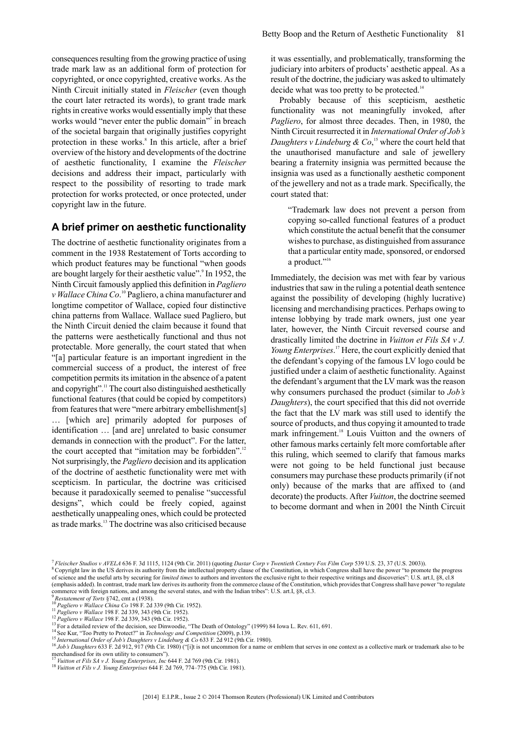consequences resulting from the growing practice of using trade mark law as an additional form of protection for copyrighted, or once copyrighted, creative works. As the Ninth Circuit initially stated in *Fleischer* (even though the court later retracted its words), to grant trade mark rights in creative works would essentially imply that these works would "never enter the public domain"[7] in breach of the societal bargain that originally justifies copyright protection in these works.[8] In this article, after a brief overview of the history and developments of the doctrine of aesthetic functionality, I examine the *Fleischer* decisions and address their impact, particularly with respect to the possibility of resorting to trade mark protection for works protected, or once protected, under copyright law in the future.

## A brief primer on aesthetic functionality

The doctrine of aesthetic functionality originates from a comment in the 1938 Restatement of Torts according to which product features may be functional "when goods are bought largely for their aesthetic value".[9] In 1952, the Ninth Circuit famously applied this definition in *Pagliero v Wallace China Co*.[10] Pagliero, a china manufacturer and longtime competitor of Wallace, copied four distinctive china patterns from Wallace. Wallace sued Pagliero, but the Ninth Circuit denied the claim because it found that the patterns were aesthetically functional and thus not protectable. More generally, the court stated that when "[a] particular feature is an important ingredient in the commercial success of a product, the interest of free competition permits its imitation in the absence of a patent and copyright".[11] The court also distinguished aesthetically functional features (that could be copied by competitors) from features that were "mere arbitrary embellishment[s] … [which are] primarily adopted for purposes of identification … [and are] unrelated to basic consumer demands in connection with the product". For the latter, the court accepted that "imitation may be forbidden".[12] Not surprisingly, the *Pagliero* decision and its application of the doctrine of aesthetic functionality were met with scepticism. In particular, the doctrine was criticised because it paradoxically seemed to penalise "successful designs", which could be freely copied, against aesthetically unappealing ones, which could be protected as trade marks.[13] The doctrine was also criticised because it was essentially, and problematically, transforming the judiciary into arbiters of products' aesthetic appeal. As a result of the doctrine, the judiciary was asked to ultimately decide what was too pretty to be protected.[14]

Probably because of this scepticism, aesthetic functionality was not meaningfully invoked, after *Pagliero*, for almost three decades. Then, in 1980, the Ninth Circuit resurrected it in *International Order of Job's Daughters v Lindeburg & Co*,[15] where the court held that the unauthorised manufacture and sale of jewellery bearing a fraternity insignia was permitted because the insignia was used as a functionally aesthetic component of the jewellery and not as a trade mark. Specifically, the court stated that:

> "Trademark law does not prevent a person from copying so-called functional features of a product which constitute the actual benefit that the consumer wishes to purchase, as distinguished from assurance that a particular entity made, sponsored, or endorsed a product."[16]

Immediately, the decision was met with fear by various industries that saw in the ruling a potential death sentence against the possibility of developing (highly lucrative) licensing and merchandising practices. Perhaps owing to intense lobbying by trade mark owners, just one year later, however, the Ninth Circuit reversed course and drastically limited the doctrine in *Vuitton et Fils SA v J. Young Enterprises*.[17] Here, the court explicitly denied that the defendant's copying of the famous LV logo could be justified under a claim of aesthetic functionality. Against the defendant's argument that the LV mark was the reason why consumers purchased the product (similar to *Job's Daughters*), the court specified that this did not override the fact that the LV mark was still used to identify the source of products, and thus copying it amounted to trade mark infringement.[18] Louis Vuitton and the owners of other famous marks certainly felt more comfortable after this ruling, which seemed to clarify that famous marks were not going to be held functional just because consumers may purchase these products primarily (if not only) because of the marks that are affixed to (and decorate) the products. After *Vuitton*, the doctrine seemed to become dormant and when in 2001 the Ninth Circuit

---

[7] *Fleischer Studios v AVELA* 636 F. 3d 1115, 1124 (9th Cir. 2011) (quoting *Dastar Corp v Twentieth Century Fox Film Corp* 539 U.S. 23, 37 (U.S. 2003)).

[8] Copyright law in the US derives its authority from the intellectual property clause of the Constitution, in which Congress shall have the power "to promote the progress of science and the useful arts by securing for *limited times* to authors and inventors the exclusive right to their respective writings and discoveries": U.S. art.I, §8, cl.8 (emphasis added). In contrast, trade mark law derives its authority from the commerce clause of the Constitution, which provides that Congress shall have power "to regulate commerce with foreign nations, and among the several states, and with the Indian tribes": U.S. art.I, §8, cl.3.

[9] *Restatement of Torts* §742, cmt a (1938).

[10] *Pagliero v Wallace China Co* 198 F. 2d 339 (9th Cir. 1952).

[11] *Pagliero v Wallace* 198 F. 2d 339, 343 (9th Cir. 1952).

[12] *Pagliero v Wallace* 198 F. 2d 339, 343 (9th Cir. 1952).

[13] For a detailed review of the decision, see Dinwoodie, "The Death of Ontology" (1999) 84 Iowa L. Rev. 611, 691.

[14] See Kur, "Too Pretty to Protect?" in *Technology and Competition* (2009), p.139.

[15] *International Order of Job's Daughters v Lindeburg & Co* 633 F. 2d 912 (9th Cir. 1980).

[16] *Job's Daughters* 633 F. 2d 912, 917 (9th Cir. 1980) ("[i]t is not uncommon for a name or emblem that serves in one context as a collective mark or trademark also to be merchandised for its own utility to consumers").

[17] *Vuitton et Fils SA v J. Young Enterprises, Inc* 644 F. 2d 769 (9th Cir. 1981).

[18] *Vuitton et Fils v J. Young Enterprises* 644 F. 2d 769, 774–775 (9th Cir. 1981).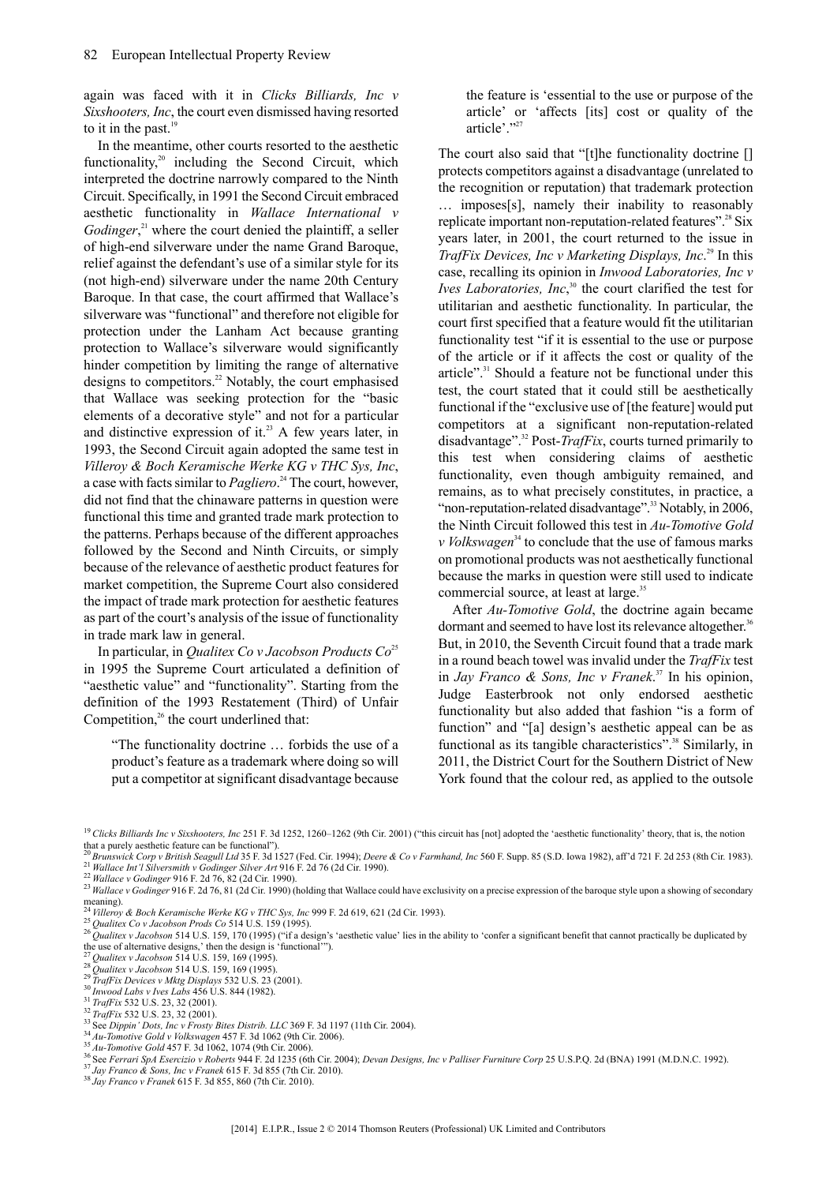again was faced with it in *Clicks Billiards, Inc v Sixshooters, Inc*, the court even dismissed having resorted to it in the past.[19]

In the meantime, other courts resorted to the aesthetic functionality,[20] including the Second Circuit, which interpreted the doctrine narrowly compared to the Ninth Circuit. Specifically, in 1991 the Second Circuit embraced aesthetic functionality in *Wallace International v Godinger*,[21] where the court denied the plaintiff, a seller of high-end silverware under the name Grand Baroque, relief against the defendant's use of a similar style for its (not high-end) silverware under the name 20th Century Baroque. In that case, the court affirmed that Wallace's silverware was "functional" and therefore not eligible for protection under the Lanham Act because granting protection to Wallace's silverware would significantly hinder competition by limiting the range of alternative designs to competitors.[22] Notably, the court emphasised that Wallace was seeking protection for the "basic elements of a decorative style" and not for a particular and distinctive expression of it.[23] A few years later, in 1993, the Second Circuit again adopted the same test in *Villeroy & Boch Keramische Werke KG v THC Sys, Inc*, a case with facts similar to *Pagliero*.[24] The court, however, did not find that the chinaware patterns in question were functional this time and granted trade mark protection to the patterns. Perhaps because of the different approaches followed by the Second and Ninth Circuits, or simply because of the relevance of aesthetic product features for market competition, the Supreme Court also considered the impact of trade mark protection for aesthetic features as part of the court's analysis of the issue of functionality in trade mark law in general.

In particular, in *Qualitex Co v Jacobson Products Co*[25] in 1995 the Supreme Court articulated a definition of "aesthetic value" and "functionality". Starting from the definition of the 1993 Restatement (Third) of Unfair Competition,[26] the court underlined that:

> "The functionality doctrine … forbids the use of a product's feature as a trademark where doing so will put a competitor at significant disadvantage because the feature is 'essential to the use or purpose of the article' or 'affects [its] cost or quality of the article'."[27]

The court also said that "[t]he functionality doctrine [] protects competitors against a disadvantage (unrelated to the recognition or reputation) that trademark protection … imposes[s], namely their inability to reasonably replicate important non-reputation-related features".[28] Six years later, in 2001, the court returned to the issue in *TrafFix Devices, Inc v Marketing Displays, Inc*.[29] In this case, recalling its opinion in *Inwood Laboratories, Inc v Ives Laboratories, Inc*,[30] the court clarified the test for utilitarian and aesthetic functionality. In particular, the court first specified that a feature would fit the utilitarian functionality test "if it is essential to the use or purpose of the article or if it affects the cost or quality of the article".[31] Should a feature not be functional under this test, the court stated that it could still be aesthetically functional if the "exclusive use of [the feature] would put competitors at a significant non-reputation-related disadvantage".[32] Post-*TrafFix*, courts turned primarily to this test when considering claims of aesthetic functionality, even though ambiguity remained, and remains, as to what precisely constitutes, in practice, a "non-reputation-related disadvantage".[33] Notably, in 2006, the Ninth Circuit followed this test in *Au-Tomotive Gold v Volkswagen*[34] to conclude that the use of famous marks on promotional products was not aesthetically functional because the marks in question were still used to indicate commercial source, at least at large.[35]

After *Au-Tomotive Gold*, the doctrine again became dormant and seemed to have lost its relevance altogether.[36] But, in 2010, the Seventh Circuit found that a trade mark in a round beach towel was invalid under the *TrafFix* test in *Jay Franco & Sons, Inc v Franek*.[37] In his opinion, Judge Easterbrook not only endorsed aesthetic functionality but also added that fashion "is a form of function" and "[a] design's aesthetic appeal can be as functional as its tangible characteristics".[38] Similarly, in 2011, the District Court for the Southern District of New York found that the colour red, as applied to the outsole

---

[19] *Clicks Billiards Inc v Sixshooters, Inc* 251 F. 3d 1252, 1260–1262 (9th Cir. 2001) ("this circuit has [not] adopted the 'aesthetic functionality' theory, that is, the notion that a purely aesthetic feature can be functional").

[20] *Brunswick Corp v British Seagull Ltd* 35 F. 3d 1527 (Fed. Cir. 1994); *Deere & Co v Farmhand, Inc* 560 F. Supp. 85 (S.D. Iowa 1982), aff'd 721 F. 2d 253 (8th Cir. 1983).

[21] *Wallace Int'l Silversmith v Godinger Silver Art* 916 F. 2d 76 (2d Cir. 1990).

[22] *Wallace v Godinger* 916 F. 2d 76, 82 (2d Cir. 1990).

[23] *Wallace v Godinger* 916 F. 2d 76, 81 (2d Cir. 1990) (holding that Wallace could have exclusivity on a precise expression of the baroque style upon a showing of secondary meaning).

[24] *Villeroy & Boch Keramische Werke KG v THC Sys, Inc* 999 F. 2d 619, 621 (2d Cir. 1993).

[25] *Qualitex Co v Jacobson Prods Co* 514 U.S. 159 (1995).

[26] *Qualitex v Jacobson* 514 U.S. 159, 170 (1995) ("if a design's 'aesthetic value' lies in the ability to 'confer a significant benefit that cannot practically be duplicated by the use of alternative designs,' then the design is 'functional'").

[27] *Qualitex v Jacobson* 514 U.S. 159, 169 (1995).

[28] *Qualitex v Jacobson* 514 U.S. 159, 169 (1995).

[29] *TrafFix Devices v Mktg Displays* 532 U.S. 23 (2001).

[30] *Inwood Labs v Ives Labs* 456 U.S. 844 (1982).

[31] *TrafFix* 532 U.S. 23, 32 (2001).

[32] *TrafFix* 532 U.S. 23, 32 (2001).

[33] See *Dippin' Dots, Inc v Frosty Bites Distrib. LLC* 369 F. 3d 1197 (11th Cir. 2004).

[34] *Au-Tomotive Gold v Volkswagen* 457 F. 3d 1062 (9th Cir. 2006).

[35] *Au-Tomotive Gold* 457 F. 3d 1062, 1074 (9th Cir. 2006).

[36] See *Ferrari SpA Esercizio v Roberts* 944 F. 2d 1235 (6th Cir. 2004); *Devan Designs, Inc v Palliser Furniture Corp* 25 U.S.P.Q. 2d (BNA) 1991 (M.D.N.C. 1992).

[37] *Jay Franco & Sons, Inc v Franek* 615 F. 3d 855 (7th Cir. 2010).

[38] *Jay Franco v Franek* 615 F. 3d 855, 860 (7th Cir. 2010).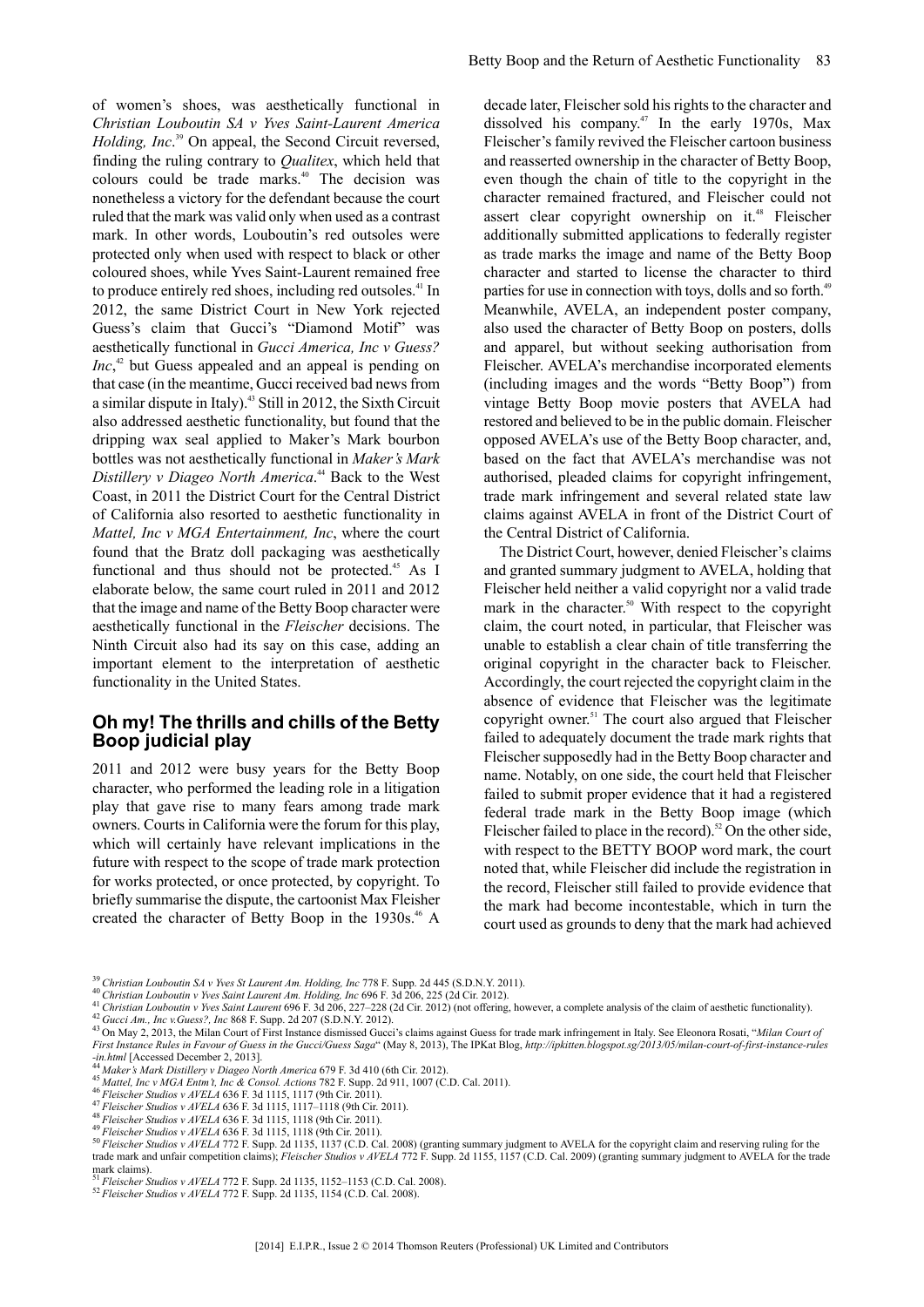of women's shoes, was aesthetically functional in *Christian Louboutin SA v Yves Saint-Laurent America Holding, Inc*.[39] On appeal, the Second Circuit reversed, finding the ruling contrary to *Qualitex*, which held that colours could be trade marks.[40] The decision was nonetheless a victory for the defendant because the court ruled that the mark was valid only when used as a contrast mark. In other words, Louboutin's red outsoles were protected only when used with respect to black or other coloured shoes, while Yves Saint-Laurent remained free to produce entirely red shoes, including red outsoles.[41] In 2012, the same District Court in New York rejected Guess's claim that Gucci's "Diamond Motif" was aesthetically functional in *Gucci America, Inc v Guess? Inc*,[42] but Guess appealed and an appeal is pending on that case (in the meantime, Gucci received bad news from a similar dispute in Italy).[43] Still in 2012, the Sixth Circuit also addressed aesthetic functionality, but found that the dripping wax seal applied to Maker's Mark bourbon bottles was not aesthetically functional in *Maker's Mark Distillery v Diageo North America*.[44] Back to the West Coast, in 2011 the District Court for the Central District of California also resorted to aesthetic functionality in *Mattel, Inc v MGA Entertainment, Inc*, where the court found that the Bratz doll packaging was aesthetically functional and thus should not be protected.[45] As I elaborate below, the same court ruled in 2011 and 2012 that the image and name of the Betty Boop character were aesthetically functional in the *Fleischer* decisions. The Ninth Circuit also had its say on this case, adding an important element to the interpretation of aesthetic functionality in the United States.

## Oh my! The thrills and chills of the Betty Boop judicial play

2011 and 2012 were busy years for the Betty Boop character, who performed the leading role in a litigation play that gave rise to many fears among trade mark owners. Courts in California were the forum for this play, which will certainly have relevant implications in the future with respect to the scope of trade mark protection for works protected, or once protected, by copyright. To briefly summarise the dispute, the cartoonist Max Fleisher created the character of Betty Boop in the 1930s.[46] A decade later, Fleischer sold his rights to the character and dissolved his company.[47] In the early 1970s, Max Fleischer's family revived the Fleischer cartoon business and reasserted ownership in the character of Betty Boop, even though the chain of title to the copyright in the character remained fractured, and Fleischer could not assert clear copyright ownership on it.[48] Fleischer additionally submitted applications to federally register as trade marks the image and name of the Betty Boop character and started to license the character to third parties for use in connection with toys, dolls and so forth.[49] Meanwhile, AVELA, an independent poster company, also used the character of Betty Boop on posters, dolls and apparel, but without seeking authorisation from Fleischer. AVELA's merchandise incorporated elements (including images and the words "Betty Boop") from vintage Betty Boop movie posters that AVELA had restored and believed to be in the public domain. Fleischer opposed AVELA's use of the Betty Boop character, and, based on the fact that AVELA's merchandise was not authorised, pleaded claims for copyright infringement, trade mark infringement and several related state law claims against AVELA in front of the District Court of the Central District of California.

The District Court, however, denied Fleischer's claims and granted summary judgment to AVELA, holding that Fleischer held neither a valid copyright nor a valid trade mark in the character.[50] With respect to the copyright claim, the court noted, in particular, that Fleischer was unable to establish a clear chain of title transferring the original copyright in the character back to Fleischer. Accordingly, the court rejected the copyright claim in the absence of evidence that Fleischer was the legitimate copyright owner.[51] The court also argued that Fleischer failed to adequately document the trade mark rights that Fleischer supposedly had in the Betty Boop character and name. Notably, on one side, the court held that Fleischer failed to submit proper evidence that it had a registered federal trade mark in the Betty Boop image (which Fleischer failed to place in the record).[52] On the other side, with respect to the BETTY BOOP word mark, the court noted that, while Fleischer did include the registration in the record, Fleischer still failed to provide evidence that the mark had become incontestable, which in turn the court used as grounds to deny that the mark had achieved

---

[39] *Christian Louboutin SA v Yves St Laurent Am. Holding, Inc* 778 F. Supp. 2d 445 (S.D.N.Y. 2011).

[40] *Christian Louboutin v Yves Saint Laurent Am. Holding, Inc* 696 F. 3d 206, 225 (2d Cir. 2012).

[41] *Christian Louboutin v Yves Saint Laurent* 696 F. 3d 206, 227–228 (2d Cir. 2012) (not offering, however, a complete analysis of the claim of aesthetic functionality).

[42] *Gucci Am., Inc v.Guess?, Inc* 868 F. Supp. 2d 207 (S.D.N.Y. 2012).

[43] On May 2, 2013, the Milan Court of First Instance dismissed Gucci's claims against Guess for trade mark infringement in Italy. See Eleonora Rosati, "*Milan Court of First Instance Rules in Favour of Guess in the Gucci/Guess Saga*" (May 8, 2013), The IPKat Blog, *http://ipkitten.blogspot.sg/2013/05/milan-court-of-first-instance-rules-in.html* [Accessed December 2, 2013].

[44] *Maker's Mark Distillery v Diageo North America* 679 F. 3d 410 (6th Cir. 2012).

[45] *Mattel, Inc v MGA Entm't, Inc & Consol. Actions* 782 F. Supp. 2d 911, 1007 (C.D. Cal. 2011).

[46] *Fleischer Studios v AVELA* 636 F. 3d 1115, 1117 (9th Cir. 2011).

[47] *Fleischer Studios v AVELA* 636 F. 3d 1115, 1117–1118 (9th Cir. 2011).

[48] *Fleischer Studios v AVELA* 636 F. 3d 1115, 1118 (9th Cir. 2011).

[49] *Fleischer Studios v AVELA* 636 F. 3d 1115, 1118 (9th Cir. 2011).

[50] *Fleischer Studios v AVELA* 772 F. Supp. 2d 1135, 1137 (C.D. Cal. 2008) (granting summary judgment to AVELA for the copyright claim and reserving ruling for the trade mark and unfair competition claims); *Fleischer Studios v AVELA* 772 F. Supp. 2d 1155, 1157 (C.D. Cal. 2009) (granting summary judgment to AVELA for the trade mark claims).

[51] *Fleischer Studios v AVELA* 772 F. Supp. 2d 1135, 1152–1153 (C.D. Cal. 2008).

[52] *Fleischer Studios v AVELA* 772 F. Supp. 2d 1135, 1154 (C.D. Cal. 2008).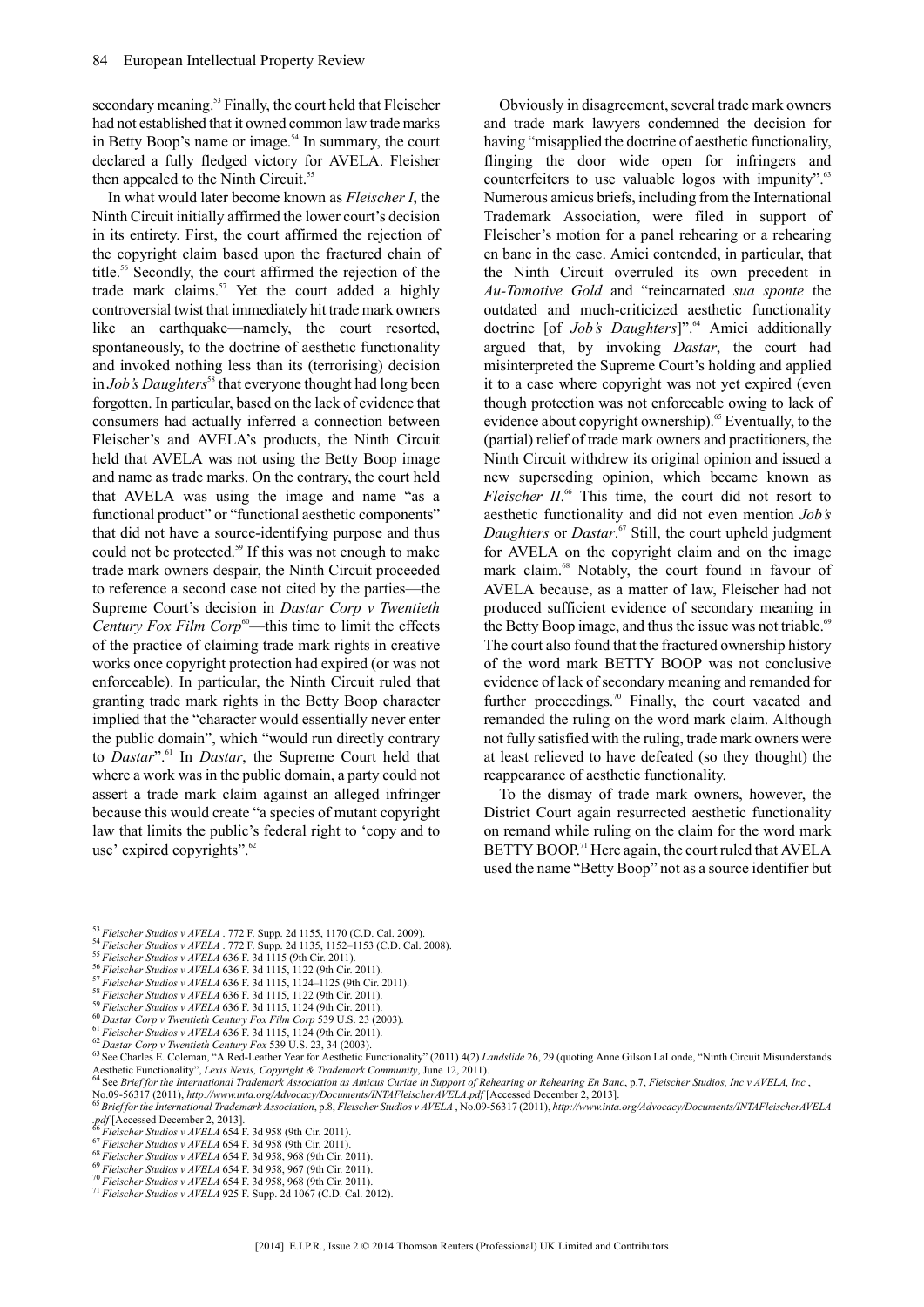secondary meaning.[53] Finally, the court held that Fleischer had not established that it owned common law trade marks in Betty Boop's name or image.[54] In summary, the court declared a fully fledged victory for AVELA. Fleisher then appealed to the Ninth Circuit.[55]

In what would later become known as *Fleischer I*, the Ninth Circuit initially affirmed the lower court's decision in its entirety. First, the court affirmed the rejection of the copyright claim based upon the fractured chain of title.[56] Secondly, the court affirmed the rejection of the trade mark claims.[57] Yet the court added a highly controversial twist that immediately hit trade mark owners like an earthquake—namely, the court resorted, spontaneously, to the doctrine of aesthetic functionality and invoked nothing less than its (terrorising) decision in *Job's Daughters*[58] that everyone thought had long been forgotten. In particular, based on the lack of evidence that consumers had actually inferred a connection between Fleischer's and AVELA's products, the Ninth Circuit held that AVELA was not using the Betty Boop image and name as trade marks. On the contrary, the court held that AVELA was using the image and name "as a functional product" or "functional aesthetic components" that did not have a source-identifying purpose and thus could not be protected.[59] If this was not enough to make trade mark owners despair, the Ninth Circuit proceeded to reference a second case not cited by the parties—the Supreme Court's decision in *Dastar Corp v Twentieth Century Fox Film Corp*[60]—this time to limit the effects of the practice of claiming trade mark rights in creative works once copyright protection had expired (or was not enforceable). In particular, the Ninth Circuit ruled that granting trade mark rights in the Betty Boop character implied that the "character would essentially never enter the public domain", which "would run directly contrary to *Dastar*".[61] In *Dastar*, the Supreme Court held that where a work was in the public domain, a party could not assert a trade mark claim against an alleged infringer because this would create "a species of mutant copyright law that limits the public's federal right to 'copy and to use' expired copyrights".[62]

Obviously in disagreement, several trade mark owners and trade mark lawyers condemned the decision for having "misapplied the doctrine of aesthetic functionality, flinging the door wide open for infringers and counterfeiters to use valuable logos with impunity".[63] Numerous amicus briefs, including from the International Trademark Association, were filed in support of Fleischer's motion for a panel rehearing or a rehearing en banc in the case. Amici contended, in particular, that the Ninth Circuit overruled its own precedent in *Au-Tomotive Gold* and "reincarnated *sua sponte* the outdated and much-criticized aesthetic functionality doctrine [of *Job's Daughters*]".[64] Amici additionally argued that, by invoking *Dastar*, the court had misinterpreted the Supreme Court's holding and applied it to a case where copyright was not yet expired (even though protection was not enforceable owing to lack of evidence about copyright ownership).[65] Eventually, to the (partial) relief of trade mark owners and practitioners, the Ninth Circuit withdrew its original opinion and issued a new superseding opinion, which became known as *Fleischer II*.[66] This time, the court did not resort to aesthetic functionality and did not even mention *Job's Daughters* or *Dastar*.[67] Still, the court upheld judgment for AVELA on the copyright claim and on the image mark claim.[68] Notably, the court found in favour of AVELA because, as a matter of law, Fleischer had not produced sufficient evidence of secondary meaning in the Betty Boop image, and thus the issue was not triable.[69] The court also found that the fractured ownership history of the word mark BETTY BOOP was not conclusive evidence of lack of secondary meaning and remanded for further proceedings.[70] Finally, the court vacated and remanded the ruling on the word mark claim. Although not fully satisfied with the ruling, trade mark owners were at least relieved to have defeated (so they thought) the reappearance of aesthetic functionality.

To the dismay of trade mark owners, however, the District Court again resurrected aesthetic functionality on remand while ruling on the claim for the word mark BETTY BOOP.[71] Here again, the court ruled that AVELA used the name "Betty Boop" not as a source identifier but

---

[53] *Fleischer Studios v AVELA* . 772 F. Supp. 2d 1155, 1170 (C.D. Cal. 2009).
[54] *Fleischer Studios v AVELA* . 772 F. Supp. 2d 1135, 1152–1153 (C.D. Cal. 2008).
[55] *Fleischer Studios v AVELA* 636 F. 3d 1115 (9th Cir. 2011).
[56] *Fleischer Studios v AVELA* 636 F. 3d 1115, 1122 (9th Cir. 2011).
[57] *Fleischer Studios v AVELA* 636 F. 3d 1115, 1124–1125 (9th Cir. 2011).
[58] *Fleischer Studios v AVELA* 636 F. 3d 1115, 1122 (9th Cir. 2011).
[59] *Fleischer Studios v AVELA* 636 F. 3d 1115, 1124 (9th Cir. 2011).
[60] *Dastar Corp v Twentieth Century Fox Film Corp* 539 U.S. 23 (2003).
[61] *Fleischer Studios v AVELA* 636 F. 3d 1115, 1124 (9th Cir. 2011).
[62] *Dastar Corp v Twentieth Century Fox* 539 U.S. 23, 34 (2003).
[63] See Charles E. Coleman, "A Red-Leather Year for Aesthetic Functionality" (2011) 4(2) *Landslide* 26, 29 (quoting Anne Gilson LaLonde, "Ninth Circuit Misunderstands Aesthetic Functionality", *Lexis Nexis, Copyright & Trademark Community*, June 12, 2011).
[64] See *Brief for the International Trademark Association as Amicus Curiae in Support of Rehearing or Rehearing En Banc*, p.7, *Fleischer Studios, Inc v AVELA, Inc* , No.09-56317 (2011), *http://www.inta.org/Advocacy/Documents/INTAFleischerAVELA.pdf* [Accessed December 2, 2013].
[65] *Brief for the International Trademark Association*, p.8, *Fleischer Studios v AVELA* , No.09-56317 (2011), *http://www.inta.org/Advocacy/Documents/INTAFleischerAVELA.pdf* [Accessed December 2, 2013].
[66] *Fleischer Studios v AVELA* 654 F. 3d 958 (9th Cir. 2011).
[67] *Fleischer Studios v AVELA* 654 F. 3d 958 (9th Cir. 2011).
[68] *Fleischer Studios v AVELA* 654 F. 3d 958, 968 (9th Cir. 2011).
[69] *Fleischer Studios v AVELA* 654 F. 3d 958, 967 (9th Cir. 2011).
[70] *Fleischer Studios v AVELA* 654 F. 3d 958, 968 (9th Cir. 2011).
[71] *Fleischer Studios v AVELA* 925 F. Supp. 2d 1067 (C.D. Cal. 2012).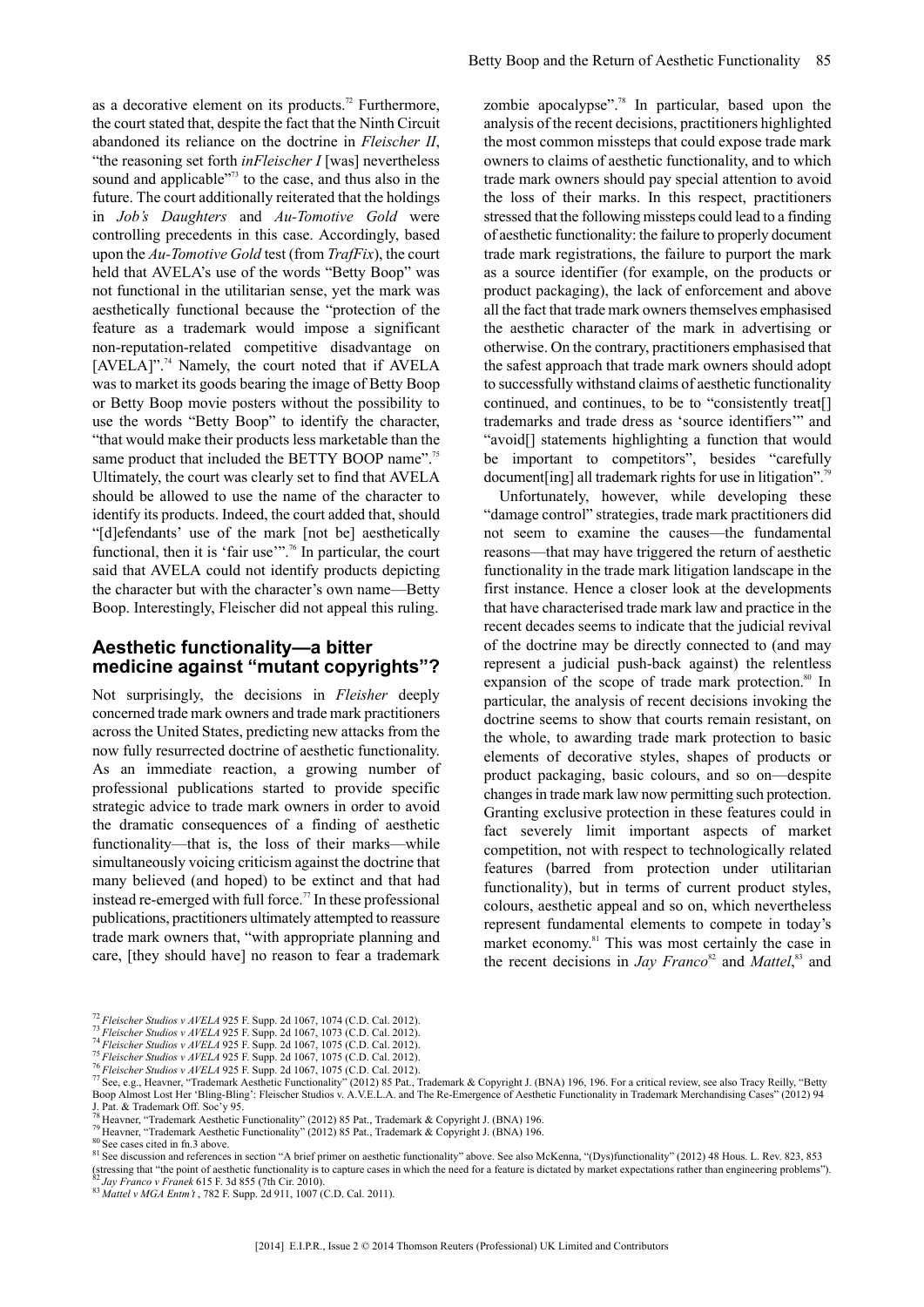as a decorative element on its products.[72] Furthermore, the court stated that, despite the fact that the Ninth Circuit abandoned its reliance on the doctrine in *Fleischer II*, "the reasoning set forth *inFleischer I* [was] nevertheless sound and applicable"[73] to the case, and thus also in the future. The court additionally reiterated that the holdings in *Job's Daughters* and *Au-Tomotive Gold* were controlling precedents in this case. Accordingly, based upon the *Au-Tomotive Gold* test (from *TrafFix*), the court held that AVELA's use of the words "Betty Boop" was not functional in the utilitarian sense, yet the mark was aesthetically functional because the "protection of the feature as a trademark would impose a significant non-reputation-related competitive disadvantage on [AVELA]".[74] Namely, the court noted that if AVELA was to market its goods bearing the image of Betty Boop or Betty Boop movie posters without the possibility to use the words "Betty Boop" to identify the character, "that would make their products less marketable than the same product that included the BETTY BOOP name".[75] Ultimately, the court was clearly set to find that AVELA should be allowed to use the name of the character to identify its products. Indeed, the court added that, should "[d]efendants' use of the mark [not be] aesthetically functional, then it is 'fair use'".[76] In particular, the court said that AVELA could not identify products depicting the character but with the character's own name—Betty Boop. Interestingly, Fleischer did not appeal this ruling.

## Aesthetic functionality—a bitter medicine against "mutant copyrights"?

Not surprisingly, the decisions in *Fleisher* deeply concerned trade mark owners and trade mark practitioners across the United States, predicting new attacks from the now fully resurrected doctrine of aesthetic functionality. As an immediate reaction, a growing number of professional publications started to provide specific strategic advice to trade mark owners in order to avoid the dramatic consequences of a finding of aesthetic functionality—that is, the loss of their marks—while simultaneously voicing criticism against the doctrine that many believed (and hoped) to be extinct and that had instead re-emerged with full force.[77] In these professional publications, practitioners ultimately attempted to reassure trade mark owners that, "with appropriate planning and care, [they should have] no reason to fear a trademark zombie apocalypse".[78] In particular, based upon the analysis of the recent decisions, practitioners highlighted the most common missteps that could expose trade mark owners to claims of aesthetic functionality, and to which trade mark owners should pay special attention to avoid the loss of their marks. In this respect, practitioners stressed that the following missteps could lead to a finding of aesthetic functionality: the failure to properly document trade mark registrations, the failure to purport the mark as a source identifier (for example, on the products or product packaging), the lack of enforcement and above all the fact that trade mark owners themselves emphasised the aesthetic character of the mark in advertising or otherwise. On the contrary, practitioners emphasised that the safest approach that trade mark owners should adopt to successfully withstand claims of aesthetic functionality continued, and continues, to be to "consistently treat[] trademarks and trade dress as 'source identifiers'" and "avoid[] statements highlighting a function that would be important to competitors", besides "carefully document[ing] all trademark rights for use in litigation".[79]

Unfortunately, however, while developing these "damage control" strategies, trade mark practitioners did not seem to examine the causes—the fundamental reasons—that may have triggered the return of aesthetic functionality in the trade mark litigation landscape in the first instance. Hence a closer look at the developments that have characterised trade mark law and practice in the recent decades seems to indicate that the judicial revival of the doctrine may be directly connected to (and may represent a judicial push-back against) the relentless expansion of the scope of trade mark protection.[80] In particular, the analysis of recent decisions invoking the doctrine seems to show that courts remain resistant, on the whole, to awarding trade mark protection to basic elements of decorative styles, shapes of products or product packaging, basic colours, and so on—despite changes in trade mark law now permitting such protection. Granting exclusive protection in these features could in fact severely limit important aspects of market competition, not with respect to technologically related features (barred from protection under utilitarian functionality), but in terms of current product styles, colours, aesthetic appeal and so on, which nevertheless represent fundamental elements to compete in today's market economy.[81] This was most certainly the case in the recent decisions in *Jay Franco*[82] and *Mattel*,[83] and

---

[72] *Fleischer Studios v AVELA* 925 F. Supp. 2d 1067, 1074 (C.D. Cal. 2012).
[73] *Fleischer Studios v AVELA* 925 F. Supp. 2d 1067, 1073 (C.D. Cal. 2012).
[74] *Fleischer Studios v AVELA* 925 F. Supp. 2d 1067, 1075 (C.D. Cal. 2012).
[75] *Fleischer Studios v AVELA* 925 F. Supp. 2d 1067, 1075 (C.D. Cal. 2012).
[76] *Fleischer Studios v AVELA* 925 F. Supp. 2d 1067, 1075 (C.D. Cal. 2012).
[77] See, e.g., Heavner, "Trademark Aesthetic Functionality" (2012) 85 Pat., Trademark & Copyright J. (BNA) 196, 196. For a critical review, see also Tracy Reilly, "Betty Boop Almost Lost Her 'Bling-Bling': Fleischer Studios v. A.V.E.L.A. and The Re-Emergence of Aesthetic Functionality in Trademark Merchandising Cases" (2012) 94 J. Pat. & Trademark Off. Soc'y 95.
[78] Heavner, "Trademark Aesthetic Functionality" (2012) 85 Pat., Trademark & Copyright J. (BNA) 196.
[79] Heavner, "Trademark Aesthetic Functionality" (2012) 85 Pat., Trademark & Copyright J. (BNA) 196.
[80] See cases cited in fn.3 above.
[81] See discussion and references in section "A brief primer on aesthetic functionality" above. See also McKenna, "(Dys)functionality" (2012) 48 Hous. L. Rev. 823, 853 (stressing that "the point of aesthetic functionality is to capture cases in which the need for a feature is dictated by market expectations rather than engineering problems").
[82] *Jay Franco v Franek* 615 F. 3d 855 (7th Cir. 2010).
[83] *Mattel v MGA Entm't* , 782 F. Supp. 2d 911, 1007 (C.D. Cal. 2011).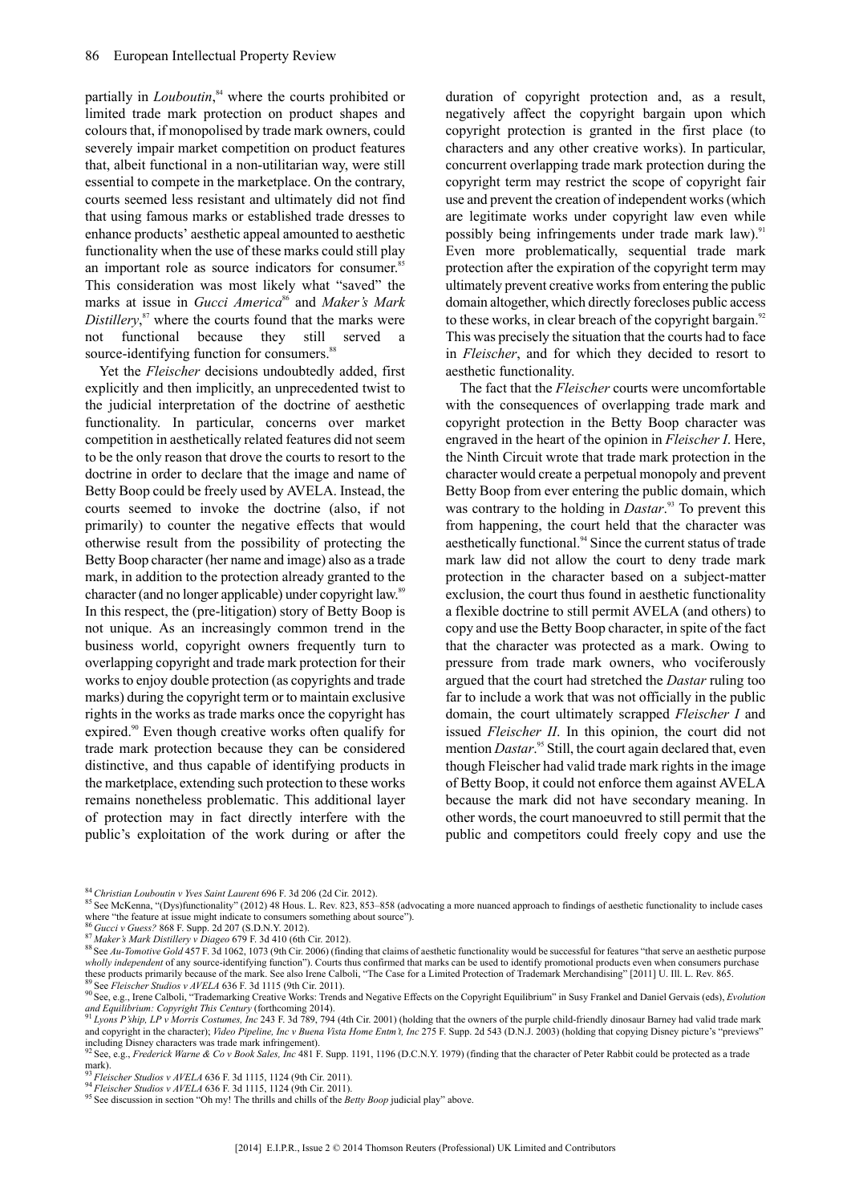partially in *Louboutin*,[84] where the courts prohibited or limited trade mark protection on product shapes and colours that, if monopolised by trade mark owners, could severely impair market competition on product features that, albeit functional in a non-utilitarian way, were still essential to compete in the marketplace. On the contrary, courts seemed less resistant and ultimately did not find that using famous marks or established trade dresses to enhance products' aesthetic appeal amounted to aesthetic functionality when the use of these marks could still play an important role as source indicators for consumer.[85] This consideration was most likely what "saved" the marks at issue in *Gucci America*[86] and *Maker's Mark Distillery*,[87] where the courts found that the marks were not functional because they still served a source-identifying function for consumers.[88]

Yet the *Fleischer* decisions undoubtedly added, first explicitly and then implicitly, an unprecedented twist to the judicial interpretation of the doctrine of aesthetic functionality. In particular, concerns over market competition in aesthetically related features did not seem to be the only reason that drove the courts to resort to the doctrine in order to declare that the image and name of Betty Boop could be freely used by AVELA. Instead, the courts seemed to invoke the doctrine (also, if not primarily) to counter the negative effects that would otherwise result from the possibility of protecting the Betty Boop character (her name and image) also as a trade mark, in addition to the protection already granted to the character (and no longer applicable) under copyright law.[89] In this respect, the (pre-litigation) story of Betty Boop is not unique. As an increasingly common trend in the business world, copyright owners frequently turn to overlapping copyright and trade mark protection for their works to enjoy double protection (as copyrights and trade marks) during the copyright term or to maintain exclusive rights in the works as trade marks once the copyright has expired.[90] Even though creative works often qualify for trade mark protection because they can be considered distinctive, and thus capable of identifying products in the marketplace, extending such protection to these works remains nonetheless problematic. This additional layer of protection may in fact directly interfere with the public's exploitation of the work during or after the duration of copyright protection and, as a result, negatively affect the copyright bargain upon which copyright protection is granted in the first place (to characters and any other creative works). In particular, concurrent overlapping trade mark protection during the copyright term may restrict the scope of copyright fair use and prevent the creation of independent works (which are legitimate works under copyright law even while possibly being infringements under trade mark law).[91] Even more problematically, sequential trade mark protection after the expiration of the copyright term may ultimately prevent creative works from entering the public domain altogether, which directly forecloses public access to these works, in clear breach of the copyright bargain.[92] This was precisely the situation that the courts had to face in *Fleischer*, and for which they decided to resort to aesthetic functionality.

The fact that the *Fleischer* courts were uncomfortable with the consequences of overlapping trade mark and copyright protection in the Betty Boop character was engraved in the heart of the opinion in *Fleischer I*. Here, the Ninth Circuit wrote that trade mark protection in the character would create a perpetual monopoly and prevent Betty Boop from ever entering the public domain, which was contrary to the holding in *Dastar*.[93] To prevent this from happening, the court held that the character was aesthetically functional.[94] Since the current status of trade mark law did not allow the court to deny trade mark protection in the character based on a subject-matter exclusion, the court thus found in aesthetic functionality a flexible doctrine to still permit AVELA (and others) to copy and use the Betty Boop character, in spite of the fact that the character was protected as a mark. Owing to pressure from trade mark owners, who vociferously argued that the court had stretched the *Dastar* ruling too far to include a work that was not officially in the public domain, the court ultimately scrapped *Fleischer I* and issued *Fleischer II*. In this opinion, the court did not mention *Dastar*.[95] Still, the court again declared that, even though Fleischer had valid trade mark rights in the image of Betty Boop, it could not enforce them against AVELA because the mark did not have secondary meaning. In other words, the court manoeuvred to still permit that the public and competitors could freely copy and use the

---

[84] *Christian Louboutin v Yves Saint Laurent* 696 F. 3d 206 (2d Cir. 2012).

[85] See McKenna, "(Dys)functionality" (2012) 48 Hous. L. Rev. 823, 853–858 (advocating a more nuanced approach to findings of aesthetic functionality to include cases where "the feature at issue might indicate to consumers something about source").

[86] *Gucci v Guess?* 868 F. Supp. 2d 207 (S.D.N.Y. 2012).

[87] *Maker's Mark Distillery v Diageo* 679 F. 3d 410 (6th Cir. 2012).

[88] See *Au-Tomotive Gold* 457 F. 3d 1062, 1073 (9th Cir. 2006) (finding that claims of aesthetic functionality would be successful for features "that serve an aesthetic purpose *wholly independent* of any source-identifying function"). Courts thus confirmed that marks can be used to identify promotional products even when consumers purchase these products primarily because of the mark. See also Irene Calboli, "The Case for a Limited Protection of Trademark Merchandising" [2011] U. Ill. L. Rev. 865.

[89] See *Fleischer Studios v AVELA* 636 F. 3d 1115 (9th Cir. 2011).

[90] See, e.g., Irene Calboli, "Trademarking Creative Works: Trends and Negative Effects on the Copyright Equilibrium" in Susy Frankel and Daniel Gervais (eds), *Evolution and Equilibrium: Copyright This Century* (forthcoming 2014).

[91] *Lyons P'ship, LP v Morris Costumes, Inc* 243 F. 3d 789, 794 (4th Cir. 2001) (holding that the owners of the purple child-friendly dinosaur Barney had valid trade mark and copyright in the character); *Video Pipeline, Inc v Buena Vista Home Entm't, Inc* 275 F. Supp. 2d 543 (D.N.J. 2003) (holding that copying Disney picture's "previews" including Disney characters was trade mark infringement).

[92] See, e.g., *Frederick Warne & Co v Book Sales, Inc* 481 F. Supp. 1191, 1196 (D.C.N.Y. 1979) (finding that the character of Peter Rabbit could be protected as a trade mark).

[93] *Fleischer Studios v AVELA* 636 F. 3d 1115, 1124 (9th Cir. 2011).

[94] *Fleischer Studios v AVELA* 636 F. 3d 1115, 1124 (9th Cir. 2011).

[95] See discussion in section "Oh my! The thrills and chills of the *Betty Boop* judicial play" above.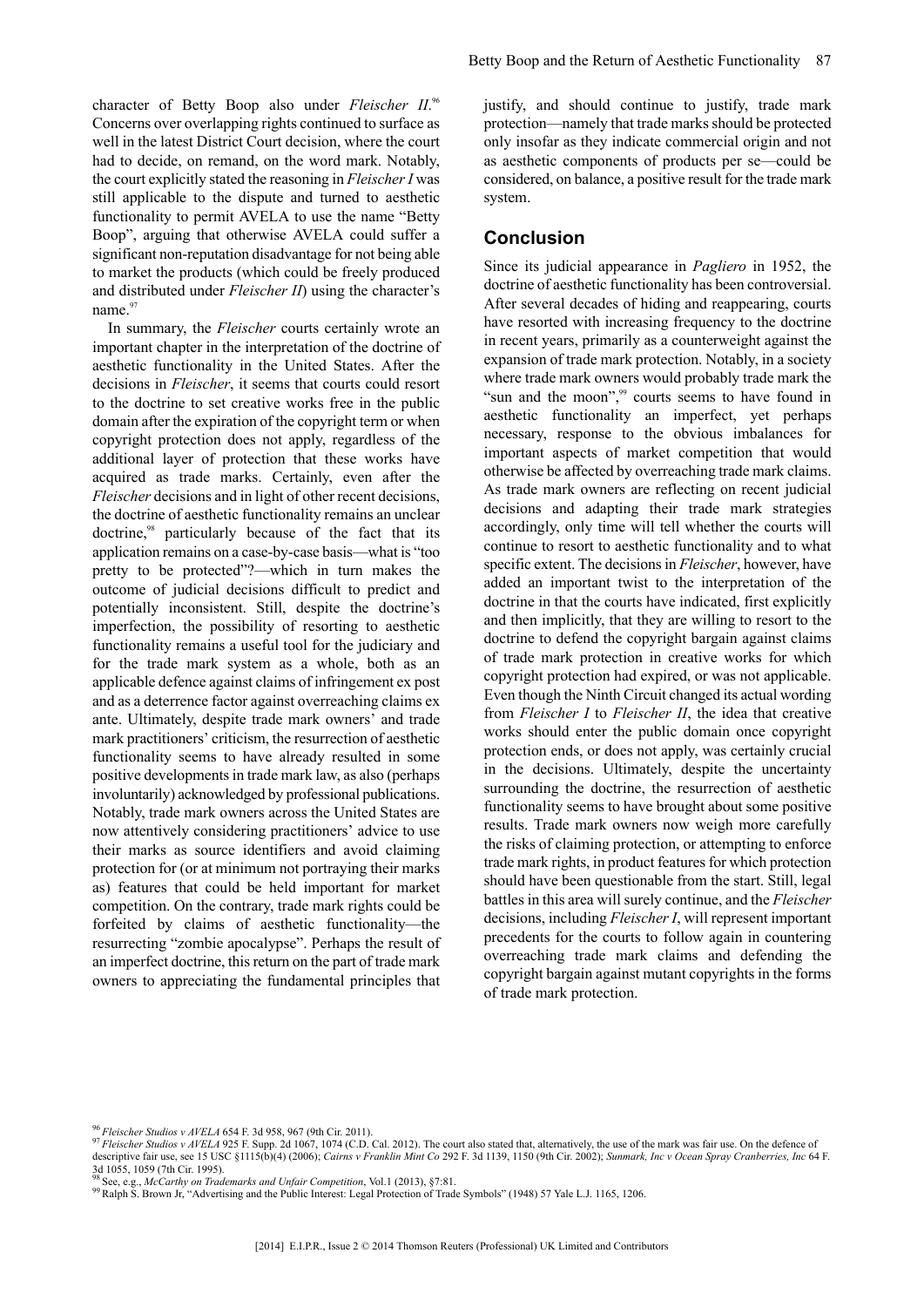character of Betty Boop also under *Fleischer II*.[96] Concerns over overlapping rights continued to surface as well in the latest District Court decision, where the court had to decide, on remand, on the word mark. Notably, the court explicitly stated the reasoning in *Fleischer I* was still applicable to the dispute and turned to aesthetic functionality to permit AVELA to use the name "Betty Boop", arguing that otherwise AVELA could suffer a significant non-reputation disadvantage for not being able to market the products (which could be freely produced and distributed under *Fleischer II*) using the character's name.[97]

In summary, the *Fleischer* courts certainly wrote an important chapter in the interpretation of the doctrine of aesthetic functionality in the United States. After the decisions in *Fleischer*, it seems that courts could resort to the doctrine to set creative works free in the public domain after the expiration of the copyright term or when copyright protection does not apply, regardless of the additional layer of protection that these works have acquired as trade marks. Certainly, even after the *Fleischer* decisions and in light of other recent decisions, the doctrine of aesthetic functionality remains an unclear doctrine,[98] particularly because of the fact that its application remains on a case-by-case basis—what is "too pretty to be protected"?—which in turn makes the outcome of judicial decisions difficult to predict and potentially inconsistent. Still, despite the doctrine's imperfection, the possibility of resorting to aesthetic functionality remains a useful tool for the judiciary and for the trade mark system as a whole, both as an applicable defence against claims of infringement ex post and as a deterrence factor against overreaching claims ex ante. Ultimately, despite trade mark owners' and trade mark practitioners' criticism, the resurrection of aesthetic functionality seems to have already resulted in some positive developments in trade mark law, as also (perhaps involuntarily) acknowledged by professional publications. Notably, trade mark owners across the United States are now attentively considering practitioners' advice to use their marks as source identifiers and avoid claiming protection for (or at minimum not portraying their marks as) features that could be held important for market competition. On the contrary, trade mark rights could be forfeited by claims of aesthetic functionality—the resurrecting "zombie apocalypse". Perhaps the result of an imperfect doctrine, this return on the part of trade mark owners to appreciating the fundamental principles that justify, and should continue to justify, trade mark protection—namely that trade marks should be protected only insofar as they indicate commercial origin and not as aesthetic components of products per se—could be considered, on balance, a positive result for the trade mark system.

## Conclusion

Since its judicial appearance in *Pagliero* in 1952, the doctrine of aesthetic functionality has been controversial. After several decades of hiding and reappearing, courts have resorted with increasing frequency to the doctrine in recent years, primarily as a counterweight against the expansion of trade mark protection. Notably, in a society where trade mark owners would probably trade mark the "sun and the moon",[99] courts seems to have found in aesthetic functionality an imperfect, yet perhaps necessary, response to the obvious imbalances for important aspects of market competition that would otherwise be affected by overreaching trade mark claims. As trade mark owners are reflecting on recent judicial decisions and adapting their trade mark strategies accordingly, only time will tell whether the courts will continue to resort to aesthetic functionality and to what specific extent. The decisions in *Fleischer*, however, have added an important twist to the interpretation of the doctrine in that the courts have indicated, first explicitly and then implicitly, that they are willing to resort to the doctrine to defend the copyright bargain against claims of trade mark protection in creative works for which copyright protection had expired, or was not applicable. Even though the Ninth Circuit changed its actual wording from *Fleischer I* to *Fleischer II*, the idea that creative works should enter the public domain once copyright protection ends, or does not apply, was certainly crucial in the decisions. Ultimately, despite the uncertainty surrounding the doctrine, the resurrection of aesthetic functionality seems to have brought about some positive results. Trade mark owners now weigh more carefully the risks of claiming protection, or attempting to enforce trade mark rights, in product features for which protection should have been questionable from the start. Still, legal battles in this area will surely continue, and the *Fleischer* decisions, including *Fleischer I*, will represent important precedents for the courts to follow again in countering overreaching trade mark claims and defending the copyright bargain against mutant copyrights in the forms of trade mark protection.

---

[96] *Fleischer Studios v AVELA* 654 F. 3d 958, 967 (9th Cir. 2011).

[97] *Fleischer Studios v AVELA* 925 F. Supp. 2d 1067, 1074 (C.D. Cal. 2012). The court also stated that, alternatively, the use of the mark was fair use. On the defence of descriptive fair use, see 15 USC §1115(b)(4) (2006); *Cairns v Franklin Mint Co* 292 F. 3d 1139, 1150 (9th Cir. 2002); *Sunmark, Inc v Ocean Spray Cranberries, Inc* 64 F. 3d 1055, 1059 (7th Cir. 1995).

[98] See, e.g., *McCarthy on Trademarks and Unfair Competition*, Vol.1 (2013), §7:81.

[99] Ralph S. Brown Jr, "Advertising and the Public Interest: Legal Protection of Trade Symbols" (1948) 57 Yale L.J. 1165, 1206.